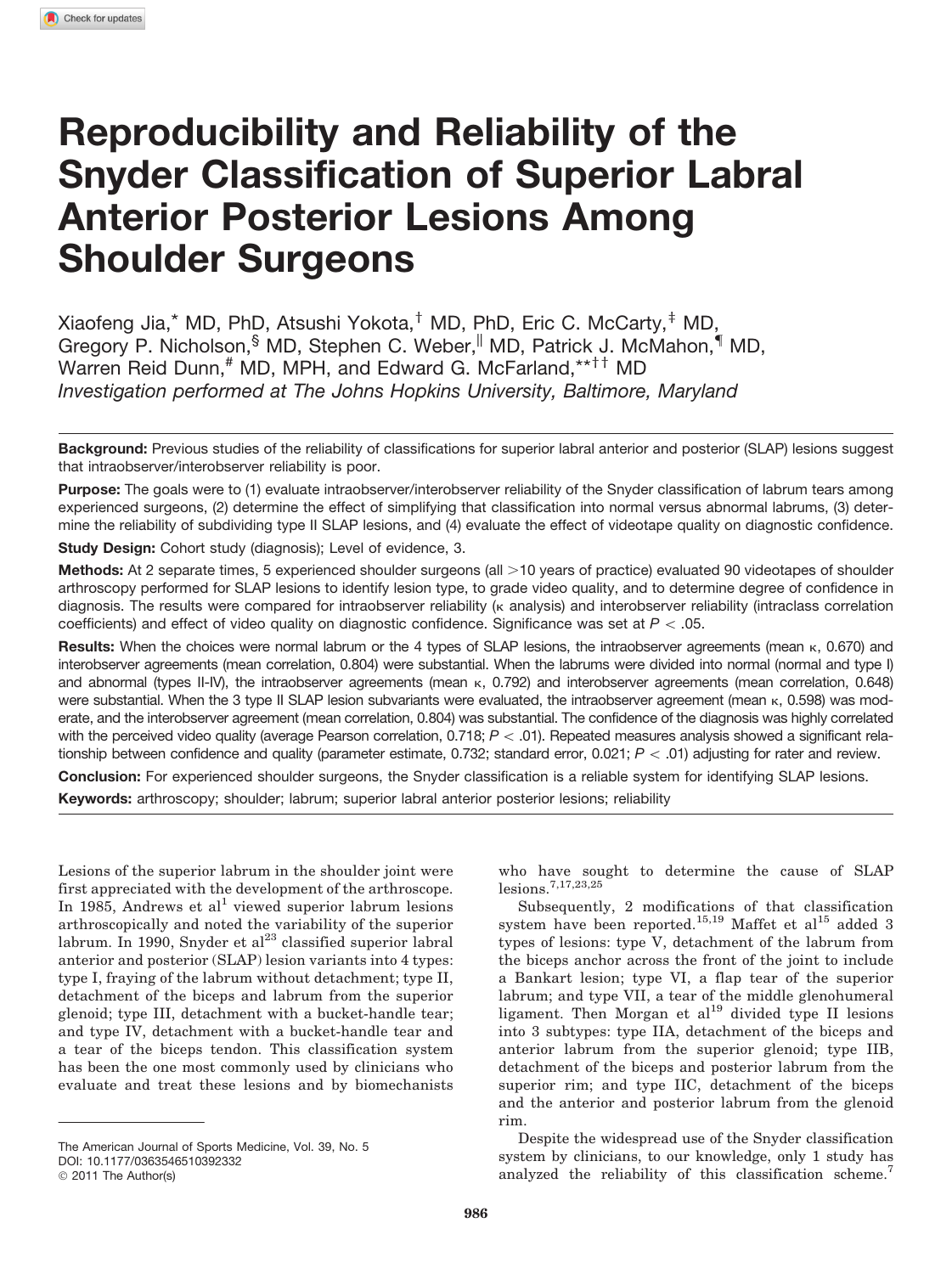# Reproducibility and Reliability of the Snyder Classification of Superior Labral Anterior Posterior Lesions Among Shoulder Surgeons

Xiaofeng Jia,[*] MD, PhD, Atsushi Yokota,[†] MD, PhD, Eric C. McCarty,[‡] MD, Gregory P. Nicholson,[§] MD, Stephen C. Weber,[||] MD, Patrick J. McMahon,[¶] MD, Warren Reid Dunn,[#] MD, MPH, and Edward G. McFarland,[**††] MD

*Investigation performed at The Johns Hopkins University, Baltimore, Maryland*

**Background:** Previous studies of the reliability of classifications for superior labral anterior and posterior (SLAP) lesions suggest that intraobserver/interobserver reliability is poor.

**Purpose:** The goals were to (1) evaluate intraobserver/interobserver reliability of the Snyder classification of labrum tears among experienced surgeons, (2) determine the effect of simplifying that classification into normal versus abnormal labrums, (3) determine the reliability of subdividing type II SLAP lesions, and (4) evaluate the effect of videotape quality on diagnostic confidence.

**Study Design:** Cohort study (diagnosis); Level of evidence, 3.

**Methods:** At 2 separate times, 5 experienced shoulder surgeons (all >10 years of practice) evaluated 90 videotapes of shoulder arthroscopy performed for SLAP lesions to identify lesion type, to grade video quality, and to determine degree of confidence in diagnosis. The results were compared for intraobserver reliability (κ analysis) and interobserver reliability (intraclass correlation coefficients) and effect of video quality on diagnostic confidence. Significance was set at $P < .05$.

**Results:** When the choices were normal labrum or the 4 types of SLAP lesions, the intraobserver agreements (mean κ, 0.670) and interobserver agreements (mean correlation, 0.804) were substantial. When the labrums were divided into normal (normal and type I) and abnormal (types II-IV), the intraobserver agreements (mean κ, 0.792) and interobserver agreements (mean correlation, 0.648) were substantial. When the 3 type II SLAP lesion subvariants were evaluated, the intraobserver agreement (mean κ, 0.598) was moderate, and the interobserver agreement (mean correlation, 0.804) was substantial. The confidence of the diagnosis was highly correlated with the perceived video quality (average Pearson correlation, 0.718; $P < .01$). Repeated measures analysis showed a significant relationship between confidence and quality (parameter estimate, 0.732; standard error, 0.021; $P < .01$) adjusting for rater and review.

**Conclusion:** For experienced shoulder surgeons, the Snyder classification is a reliable system for identifying SLAP lesions.

**Keywords:** arthroscopy; shoulder; labrum; superior labral anterior posterior lesions; reliability

Lesions of the superior labrum in the shoulder joint were first appreciated with the development of the arthroscope. In 1985, Andrews et al[1] viewed superior labrum lesions arthroscopically and noted the variability of the superior labrum. In 1990, Snyder et al[23] classified superior labral anterior and posterior (SLAP) lesion variants into 4 types: type I, fraying of the labrum without detachment; type II, detachment of the biceps and labrum from the superior glenoid; type III, detachment with a bucket-handle tear; and type IV, detachment with a bucket-handle tear and a tear of the biceps tendon. This classification system has been the one most commonly used by clinicians who evaluate and treat these lesions and by biomechanists who have sought to determine the cause of SLAP lesions.[7,17,23,25]

Subsequently, 2 modifications of that classification system have been reported.[15,19] Maffet et al[15] added 3 types of lesions: type V, detachment of the labrum from the biceps anchor across the front of the joint to include a Bankart lesion; type VI, a flap tear of the superior labrum; and type VII, a tear of the middle glenohumeral ligament. Then Morgan et al[19] divided type II lesions into 3 subtypes: type IIA, detachment of the biceps and anterior labrum from the superior glenoid; type IIB, detachment of the biceps and posterior labrum from the superior rim; and type IIC, detachment of the biceps and the anterior and posterior labrum from the glenoid rim.

Despite the widespread use of the Snyder classification system by clinicians, to our knowledge, only 1 study has analyzed the reliability of this classification scheme.[7]

The American Journal of Sports Medicine, Vol. 39, No. 5
DOI: 10.1177/0363546510392332
© 2011 The Author(s)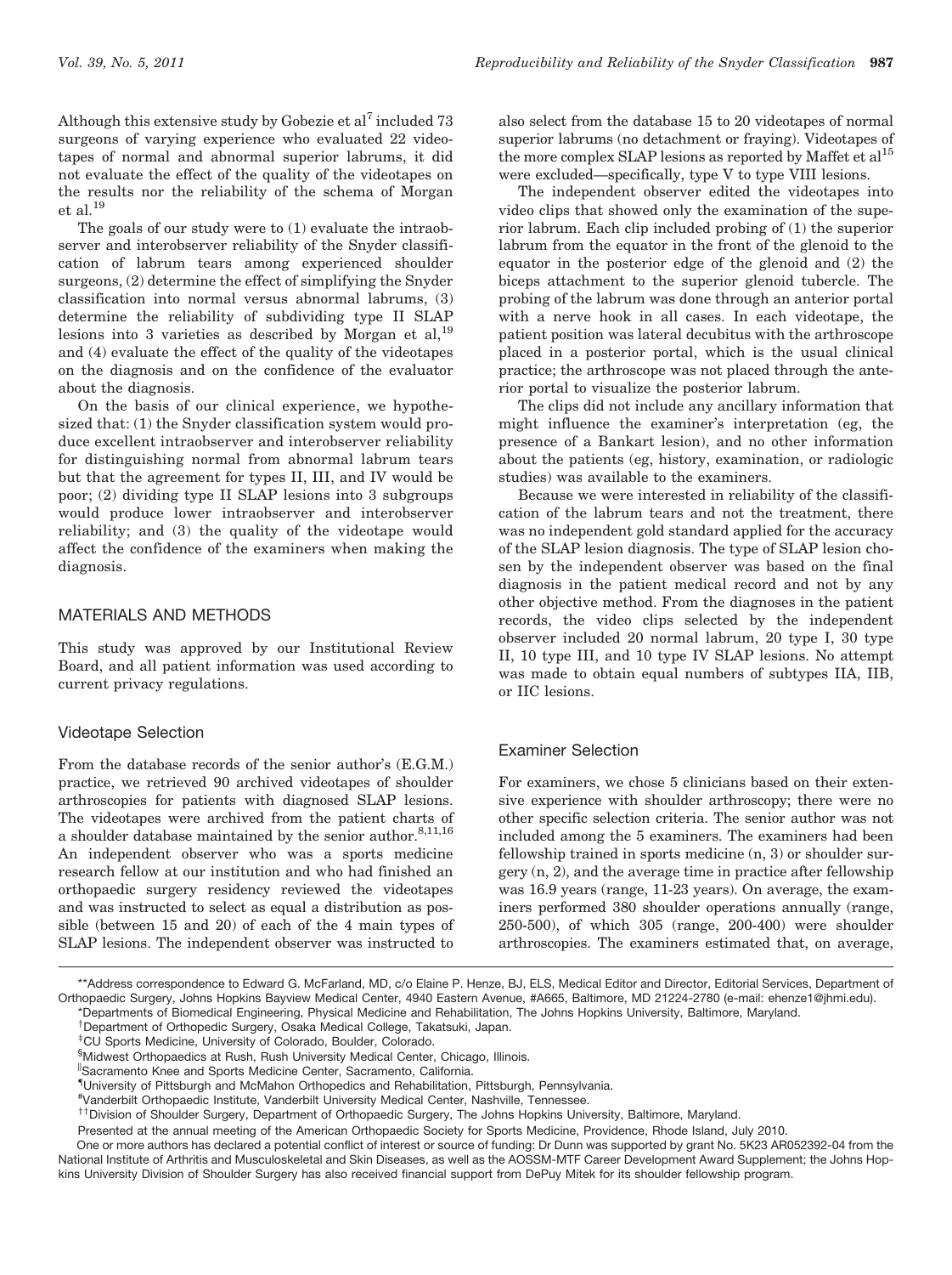Although this extensive study by Gobezie et al[7] included 73 surgeons of varying experience who evaluated 22 videotapes of normal and abnormal superior labrums, it did not evaluate the effect of the quality of the videotapes on the results nor the reliability of the schema of Morgan et al.[19]

The goals of our study were to (1) evaluate the intraobserver and interobserver reliability of the Snyder classification of labrum tears among experienced shoulder surgeons, (2) determine the effect of simplifying the Snyder classification into normal versus abnormal labrums, (3) determine the reliability of subdividing type II SLAP lesions into 3 varieties as described by Morgan et al,[19] and (4) evaluate the effect of the quality of the videotapes on the diagnosis and on the confidence of the evaluator about the diagnosis.

On the basis of our clinical experience, we hypothesized that: (1) the Snyder classification system would produce excellent intraobserver and interobserver reliability for distinguishing normal from abnormal labrum tears but that the agreement for types II, III, and IV would be poor; (2) dividing type II SLAP lesions into 3 subgroups would produce lower intraobserver and interobserver reliability; and (3) the quality of the videotape would affect the confidence of the examiners when making the diagnosis.

## MATERIALS AND METHODS

This study was approved by our Institutional Review Board, and all patient information was used according to current privacy regulations.

### Videotape Selection

From the database records of the senior author's (E.G.M.) practice, we retrieved 90 archived videotapes of shoulder arthroscopies for patients with diagnosed SLAP lesions. The videotapes were archived from the patient charts of a shoulder database maintained by the senior author.[8,11,16] An independent observer who was a sports medicine research fellow at our institution and who had finished an orthopaedic surgery residency reviewed the videotapes and was instructed to select as equal a distribution as possible (between 15 and 20) of each of the 4 main types of SLAP lesions. The independent observer was instructed to also select from the database 15 to 20 videotapes of normal superior labrums (no detachment or fraying). Videotapes of the more complex SLAP lesions as reported by Maffet et al[15] were excluded—specifically, type V to type VIII lesions.

The independent observer edited the videotapes into video clips that showed only the examination of the superior labrum. Each clip included probing of (1) the superior labrum from the equator in the front of the glenoid to the equator in the posterior edge of the glenoid and (2) the biceps attachment to the superior glenoid tubercle. The probing of the labrum was done through an anterior portal with a nerve hook in all cases. In each videotape, the patient position was lateral decubitus with the arthroscope placed in a posterior portal, which is the usual clinical practice; the arthroscope was not placed through the anterior portal to visualize the posterior labrum.

The clips did not include any ancillary information that might influence the examiner's interpretation (eg, the presence of a Bankart lesion), and no other information about the patients (eg, history, examination, or radiologic studies) was available to the examiners.

Because we were interested in reliability of the classification of the labrum tears and not the treatment, there was no independent gold standard applied for the accuracy of the SLAP lesion diagnosis. The type of SLAP lesion chosen by the independent observer was based on the final diagnosis in the patient medical record and not by any other objective method. From the diagnoses in the patient records, the video clips selected by the independent observer included 20 normal labrum, 20 type I, 30 type II, 10 type III, and 10 type IV SLAP lesions. No attempt was made to obtain equal numbers of subtypes IIA, IIB, or IIC lesions.

### Examiner Selection

For examiners, we chose 5 clinicians based on their extensive experience with shoulder arthroscopy; there were no other specific selection criteria. The senior author was not included among the 5 examiners. The examiners had been fellowship trained in sports medicine (n, 3) or shoulder surgery (n, 2), and the average time in practice after fellowship was 16.9 years (range, 11-23 years). On average, the examiners performed 380 shoulder operations annually (range, 250-500), of which 305 (range, 200-400) were shoulder arthroscopies. The examiners estimated that, on average,

**Address correspondence to Edward G. McFarland, MD, c/o Elaine P. Henze, BJ, ELS, Medical Editor and Director, Editorial Services, Department of Orthopaedic Surgery, Johns Hopkins Bayview Medical Center, 4940 Eastern Avenue, #A665, Baltimore, MD 21224-2780 (e-mail: ehenze1@jhmi.edu).

*Departments of Biomedical Engineering, Physical Medicine and Rehabilitation, The Johns Hopkins University, Baltimore, Maryland.

†Department of Orthopedic Surgery, Osaka Medical College, Takatsuki, Japan.

‡CU Sports Medicine, University of Colorado, Boulder, Colorado.

§Midwest Orthopaedics at Rush, Rush University Medical Center, Chicago, Illinois.

||Sacramento Knee and Sports Medicine Center, Sacramento, California.

¶University of Pittsburgh and McMahon Orthopedics and Rehabilitation, Pittsburgh, Pennsylvania.

#Vanderbilt Orthopaedic Institute, Vanderbilt University Medical Center, Nashville, Tennessee.

††Division of Shoulder Surgery, Department of Orthopaedic Surgery, The Johns Hopkins University, Baltimore, Maryland.

Presented at the annual meeting of the American Orthopaedic Society for Sports Medicine, Providence, Rhode Island, July 2010.

One or more authors has declared a potential conflict of interest or source of funding: Dr Dunn was supported by grant No. 5K23 AR052392-04 from the National Institute of Arthritis and Musculoskeletal and Skin Diseases, as well as the AOSSM-MTF Career Development Award Supplement; the Johns Hopkins University Division of Shoulder Surgery has also received financial support from DePuy Mitek for its shoulder fellowship program.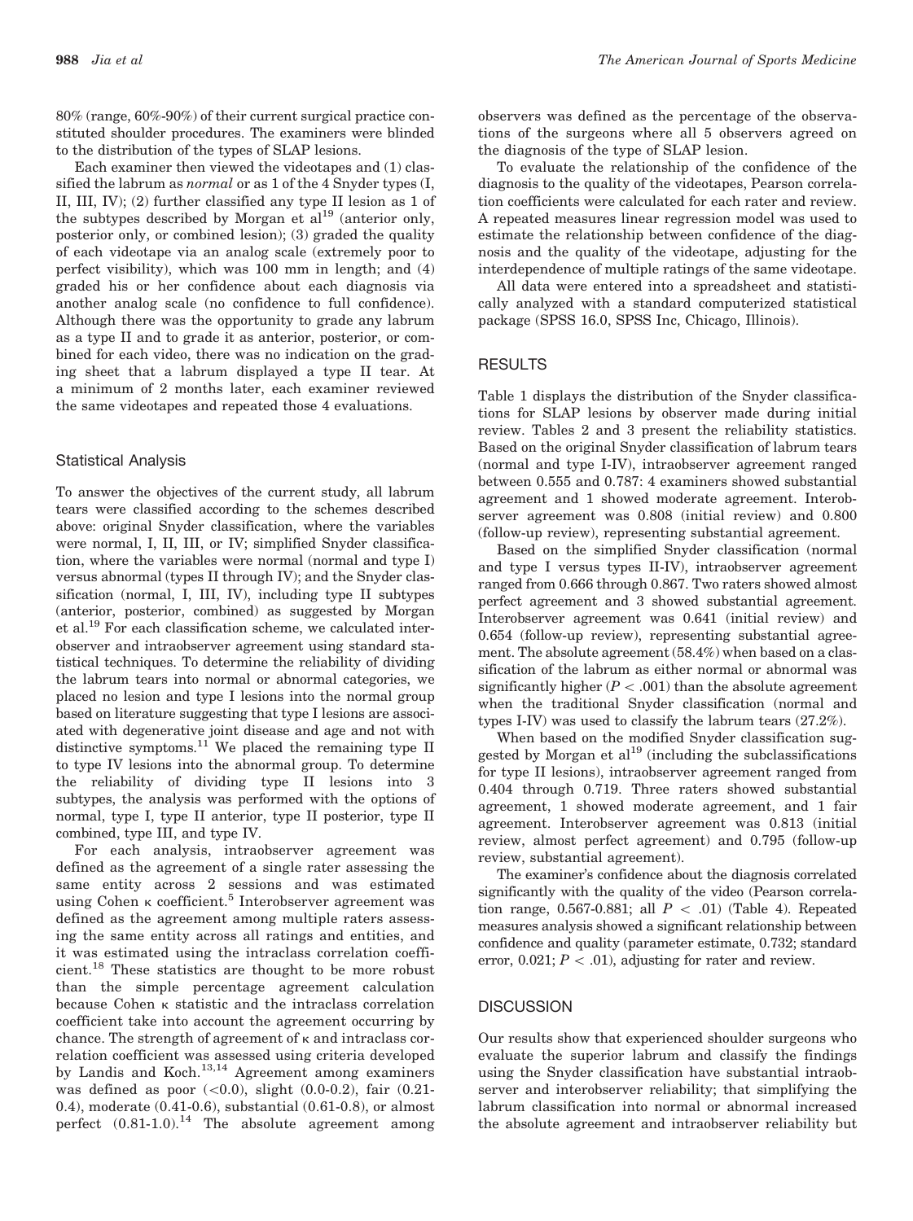80% (range, 60%-90%) of their current surgical practice constituted shoulder procedures. The examiners were blinded to the distribution of the types of SLAP lesions.

Each examiner then viewed the videotapes and (1) classified the labrum as *normal* or as 1 of the 4 Snyder types (I, II, III, IV); (2) further classified any type II lesion as 1 of the subtypes described by Morgan et al[19] (anterior only, posterior only, or combined lesion); (3) graded the quality of each videotape via an analog scale (extremely poor to perfect visibility), which was 100 mm in length; and (4) graded his or her confidence about each diagnosis via another analog scale (no confidence to full confidence). Although there was the opportunity to grade any labrum as a type II and to grade it as anterior, posterior, or combined for each video, there was no indication on the grading sheet that a labrum displayed a type II tear. At a minimum of 2 months later, each examiner reviewed the same videotapes and repeated those 4 evaluations.

### Statistical Analysis

To answer the objectives of the current study, all labrum tears were classified according to the schemes described above: original Snyder classification, where the variables were normal, I, II, III, or IV; simplified Snyder classification, where the variables were normal (normal and type I) versus abnormal (types II through IV); and the Snyder classification (normal, I, III, IV), including type II subtypes (anterior, posterior, combined) as suggested by Morgan et al.[19] For each classification scheme, we calculated interobserver and intraobserver agreement using standard statistical techniques. To determine the reliability of dividing the labrum tears into normal or abnormal categories, we placed no lesion and type I lesions into the normal group based on literature suggesting that type I lesions are associated with degenerative joint disease and age and not with distinctive symptoms.[11] We placed the remaining type II to type IV lesions into the abnormal group. To determine the reliability of dividing type II lesions into 3 subtypes, the analysis was performed with the options of normal, type I, type II anterior, type II posterior, type II combined, type III, and type IV.

For each analysis, intraobserver agreement was defined as the agreement of a single rater assessing the same entity across 2 sessions and was estimated using Cohen κ coefficient.[5] Interobserver agreement was defined as the agreement among multiple raters assessing the same entity across all ratings and entities, and it was estimated using the intraclass correlation coefficient.[18] These statistics are thought to be more robust than the simple percentage agreement calculation because Cohen κ statistic and the intraclass correlation coefficient take into account the agreement occurring by chance. The strength of agreement of κ and intraclass correlation coefficient was assessed using criteria developed by Landis and Koch.[13,14] Agreement among examiners was defined as poor (<0.0), slight (0.0-0.2), fair (0.21-0.4), moderate (0.41-0.6), substantial (0.61-0.8), or almost perfect (0.81-1.0).[14] The absolute agreement among observers was defined as the percentage of the observations of the surgeons where all 5 observers agreed on the diagnosis of the type of SLAP lesion.

To evaluate the relationship of the confidence of the diagnosis to the quality of the videotapes, Pearson correlation coefficients were calculated for each rater and review. A repeated measures linear regression model was used to estimate the relationship between confidence of the diagnosis and the quality of the videotape, adjusting for the interdependence of multiple ratings of the same videotape.

All data were entered into a spreadsheet and statistically analyzed with a standard computerized statistical package (SPSS 16.0, SPSS Inc, Chicago, Illinois).

## RESULTS

Table 1 displays the distribution of the Snyder classifications for SLAP lesions by observer made during initial review. Tables 2 and 3 present the reliability statistics. Based on the original Snyder classification of labrum tears (normal and type I-IV), intraobserver agreement ranged between 0.555 and 0.787: 4 examiners showed substantial agreement and 1 showed moderate agreement. Interobserver agreement was 0.808 (initial review) and 0.800 (follow-up review), representing substantial agreement.

Based on the simplified Snyder classification (normal and type I versus types II-IV), intraobserver agreement ranged from 0.666 through 0.867. Two raters showed almost perfect agreement and 3 showed substantial agreement. Interobserver agreement was 0.641 (initial review) and 0.654 (follow-up review), representing substantial agreement. The absolute agreement (58.4%) when based on a classification of the labrum as either normal or abnormal was significantly higher ($P < .001$) than the absolute agreement when the traditional Snyder classification (normal and types I-IV) was used to classify the labrum tears (27.2%).

When based on the modified Snyder classification suggested by Morgan et al[19] (including the subclassifications for type II lesions), intraobserver agreement ranged from 0.404 through 0.719. Three raters showed substantial agreement, 1 showed moderate agreement, and 1 fair agreement. Interobserver agreement was 0.813 (initial review, almost perfect agreement) and 0.795 (follow-up review, substantial agreement).

The examiner's confidence about the diagnosis correlated significantly with the quality of the video (Pearson correlation range, 0.567-0.881; all $P < .01$) (Table 4). Repeated measures analysis showed a significant relationship between confidence and quality (parameter estimate, 0.732; standard error, 0.021; $P < .01$), adjusting for rater and review.

## DISCUSSION

Our results show that experienced shoulder surgeons who evaluate the superior labrum and classify the findings using the Snyder classification have substantial intraobserver and interobserver reliability; that simplifying the labrum classification into normal or abnormal increased the absolute agreement and intraobserver reliability but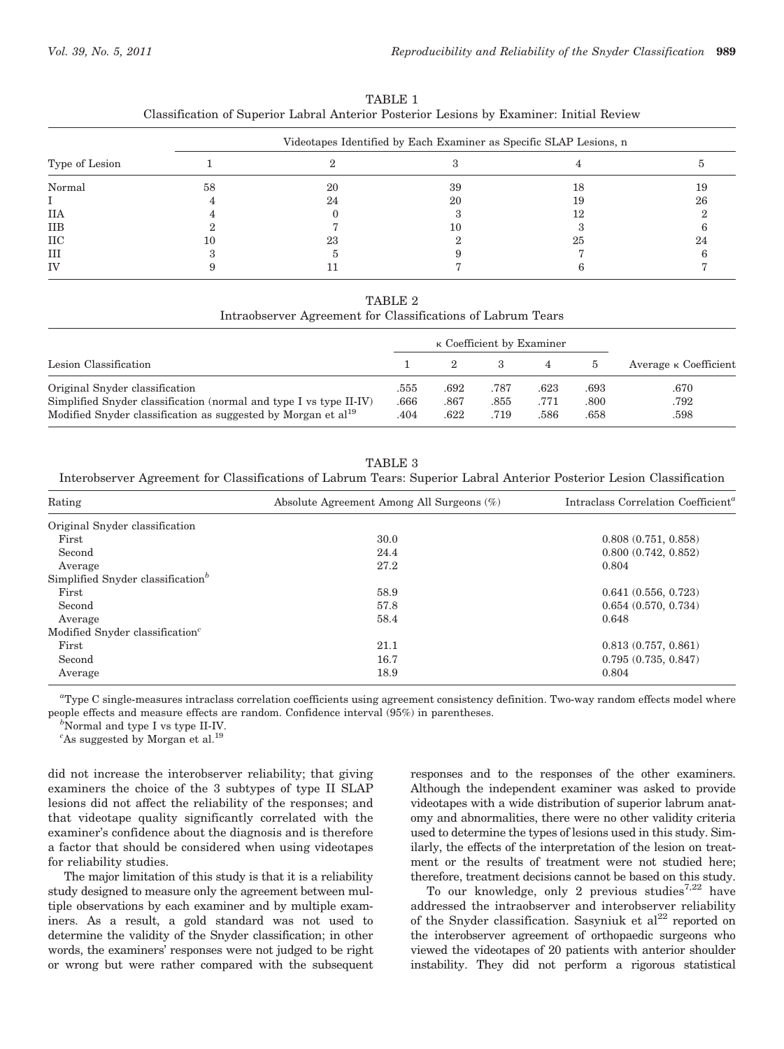TABLE 1
Classification of Superior Labral Anterior Posterior Lesions by Examiner: Initial Review

| Type of Lesion | Videotapes Identified by Each Examiner as Specific SLAP Lesions, n | | | | |
|---|---|---|---|---|---|
| | 1 | 2 | 3 | 4 | 5 |
| Normal | 58 | 20 | 39 | 18 | 19 |
| I | 4 | 24 | 20 | 19 | 26 |
| IIA | 4 | 0 | 3 | 12 | 2 |
| IIB | 2 | 7 | 10 | 3 | 6 |
| IIC | 10 | 23 | 2 | 25 | 24 |
| III | 3 | 5 | 9 | 7 | 6 |
| IV | 9 | 11 | 7 | 6 | 7 |

TABLE 2
Intraobserver Agreement for Classifications of Labrum Tears

| Lesion Classification | κ Coefficient by Examiner | | | | | Average κ Coefficient |
|---|---|---|---|---|---|---|
| | 1 | 2 | 3 | 4 | 5 | |
| Original Snyder classification | .555 | .692 | .787 | .623 | .693 | .670 |
| Simplified Snyder classification (normal and type I vs type II-IV) | .666 | .867 | .855 | .771 | .800 | .792 |
| Modified Snyder classification as suggested by Morgan et al[19] | .404 | .622 | .719 | .586 | .658 | .598 |

TABLE 3
Interobserver Agreement for Classifications of Labrum Tears: Superior Labral Anterior Posterior Lesion Classification

| Rating | Absolute Agreement Among All Surgeons (%) | Intraclass Correlation Coefficient[a] |
|---|---|---|
| Original Snyder classification | | |
| First | 30.0 | 0.808 (0.751, 0.858) |
| Second | 24.4 | 0.800 (0.742, 0.852) |
| Average | 27.2 | 0.804 |
| Simplified Snyder classification[b] | | |
| First | 58.9 | 0.641 (0.556, 0.723) |
| Second | 57.8 | 0.654 (0.570, 0.734) |
| Average | 58.4 | 0.648 |
| Modified Snyder classification[c] | | |
| First | 21.1 | 0.813 (0.757, 0.861) |
| Second | 16.7 | 0.795 (0.735, 0.847) |
| Average | 18.9 | 0.804 |

[a]Type C single-measures intraclass correlation coefficients using agreement consistency definition. Two-way random effects model where people effects and measure effects are random. Confidence interval (95%) in parentheses.
[b]Normal and type I vs type II-IV.
[c]As suggested by Morgan et al.[19]

did not increase the interobserver reliability; that giving examiners the choice of the 3 subtypes of type II SLAP lesions did not affect the reliability of the responses; and that videotape quality significantly correlated with the examiner's confidence about the diagnosis and is therefore a factor that should be considered when using videotapes for reliability studies.

The major limitation of this study is that it is a reliability study designed to measure only the agreement between multiple observations by each examiner and by multiple examiners. As a result, a gold standard was not used to determine the validity of the Snyder classification; in other words, the examiners' responses were not judged to be right or wrong but were rather compared with the subsequent responses and to the responses of the other examiners. Although the independent examiner was asked to provide videotapes with a wide distribution of superior labrum anatomy and abnormalities, there were no other validity criteria used to determine the types of lesions used in this study. Similarly, the effects of the interpretation of the lesion on treatment or the results of treatment were not studied here; therefore, treatment decisions cannot be based on this study.

To our knowledge, only 2 previous studies[7,22] have addressed the intraobserver and interobserver reliability of the Snyder classification. Sasyniuk et al[22] reported on the interobserver agreement of orthopaedic surgeons who viewed the videotapes of 20 patients with anterior shoulder instability. They did not perform a rigorous statistical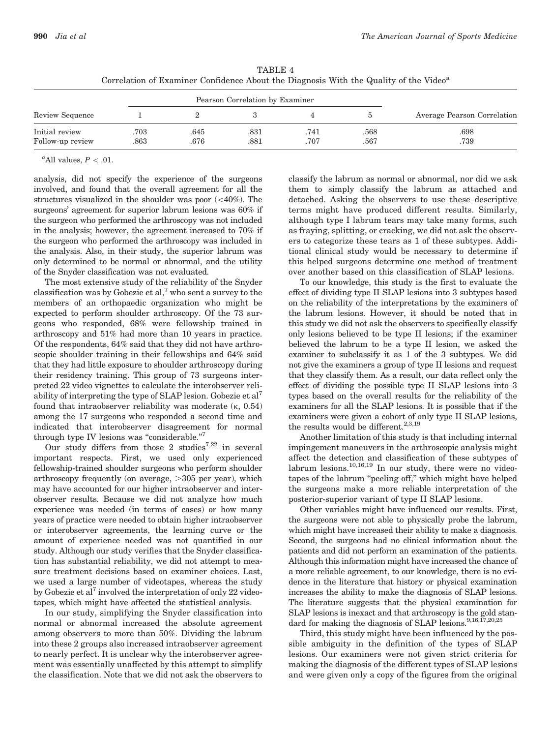TABLE 4
Correlation of Examiner Confidence About the Diagnosis With the Quality of the Video[a]

| Review Sequence | Pearson Correlation by Examiner | | | | | Average Pearson Correlation |
|---|---|---|---|---|---|---|
| | 1 | 2 | 3 | 4 | 5 | |
| Initial review | .703 | .645 | .831 | .741 | .568 | .698 |
| Follow-up review | .863 | .676 | .881 | .707 | .567 | .739 |

[a]All values, $P < .01$.

analysis, did not specify the experience of the surgeons involved, and found that the overall agreement for all the structures visualized in the shoulder was poor (<40%). The surgeons' agreement for superior labrum lesions was 60% if the surgeon who performed the arthroscopy was not included in the analysis; however, the agreement increased to 70% if the surgeon who performed the arthroscopy was included in the analysis. Also, in their study, the superior labrum was only determined to be normal or abnormal, and the utility of the Snyder classification was not evaluated.

The most extensive study of the reliability of the Snyder classification was by Gobezie et al,[7] who sent a survey to the members of an orthopaedic organization who might be expected to perform shoulder arthroscopy. Of the 73 surgeons who responded, 68% were fellowship trained in arthroscopy and 51% had more than 10 years in practice. Of the respondents, 64% said that they did not have arthroscopic shoulder training in their fellowships and 64% said that they had little exposure to shoulder arthroscopy during their residency training. This group of 73 surgeons interpreted 22 video vignettes to calculate the interobserver reliability of interpreting the type of SLAP lesion. Gobezie et al[7] found that intraobserver reliability was moderate (κ, 0.54) among the 17 surgeons who responded a second time and indicated that interobserver disagreement for normal through type IV lesions was "considerable."[7]

Our study differs from those 2 studies[7,22] in several important respects. First, we used only experienced fellowship-trained shoulder surgeons who perform shoulder arthroscopy frequently (on average, >305 per year), which may have accounted for our higher intraobserver and interobserver results. Because we did not analyze how much experience was needed (in terms of cases) or how many years of practice were needed to obtain higher intraobserver or interobserver agreements, the learning curve or the amount of experience needed was not quantified in our study. Although our study verifies that the Snyder classification has substantial reliability, we did not attempt to measure treatment decisions based on examiner choices. Last, we used a large number of videotapes, whereas the study by Gobezie et al[7] involved the interpretation of only 22 videotapes, which might have affected the statistical analysis.

In our study, simplifying the Snyder classification into normal or abnormal increased the absolute agreement among observers to more than 50%. Dividing the labrum into these 2 groups also increased intraobserver agreement to nearly perfect. It is unclear why the interobserver agreement was essentially unaffected by this attempt to simplify the classification. Note that we did not ask the observers to classify the labrum as normal or abnormal, nor did we ask them to simply classify the labrum as attached and detached. Asking the observers to use these descriptive terms might have produced different results. Similarly, although type I labrum tears may take many forms, such as fraying, splitting, or cracking, we did not ask the observers to categorize these tears as 1 of these subtypes. Additional clinical study would be necessary to determine if this helped surgeons determine one method of treatment over another based on this classification of SLAP lesions.

To our knowledge, this study is the first to evaluate the effect of dividing type II SLAP lesions into 3 subtypes based on the reliability of the interpretations by the examiners of the labrum lesions. However, it should be noted that in this study we did not ask the observers to specifically classify only lesions believed to be type II lesions; if the examiner believed the labrum to be a type II lesion, we asked the examiner to subclassify it as 1 of the 3 subtypes. We did not give the examiners a group of type II lesions and request that they classify them. As a result, our data reflect only the effect of dividing the possible type II SLAP lesions into 3 types based on the overall results for the reliability of the examiners for all the SLAP lesions. It is possible that if the examiners were given a cohort of only type II SLAP lesions, the results would be different.[2,3,19]

Another limitation of this study is that including internal impingement maneuvers in the arthroscopic analysis might affect the detection and classification of these subtypes of labrum lesions.[10,16,19] In our study, there were no videotapes of the labrum "peeling off," which might have helped the surgeons make a more reliable interpretation of the posterior-superior variant of type II SLAP lesions.

Other variables might have influenced our results. First, the surgeons were not able to physically probe the labrum, which might have increased their ability to make a diagnosis. Second, the surgeons had no clinical information about the patients and did not perform an examination of the patients. Although this information might have increased the chance of a more reliable agreement, to our knowledge, there is no evidence in the literature that history or physical examination increases the ability to make the diagnosis of SLAP lesions. The literature suggests that the physical examination for SLAP lesions is inexact and that arthroscopy is the gold standard for making the diagnosis of SLAP lesions.[9,16,17,20,25]

Third, this study might have been influenced by the possible ambiguity in the definition of the types of SLAP lesions. Our examiners were not given strict criteria for making the diagnosis of the different types of SLAP lesions and were given only a copy of the figures from the original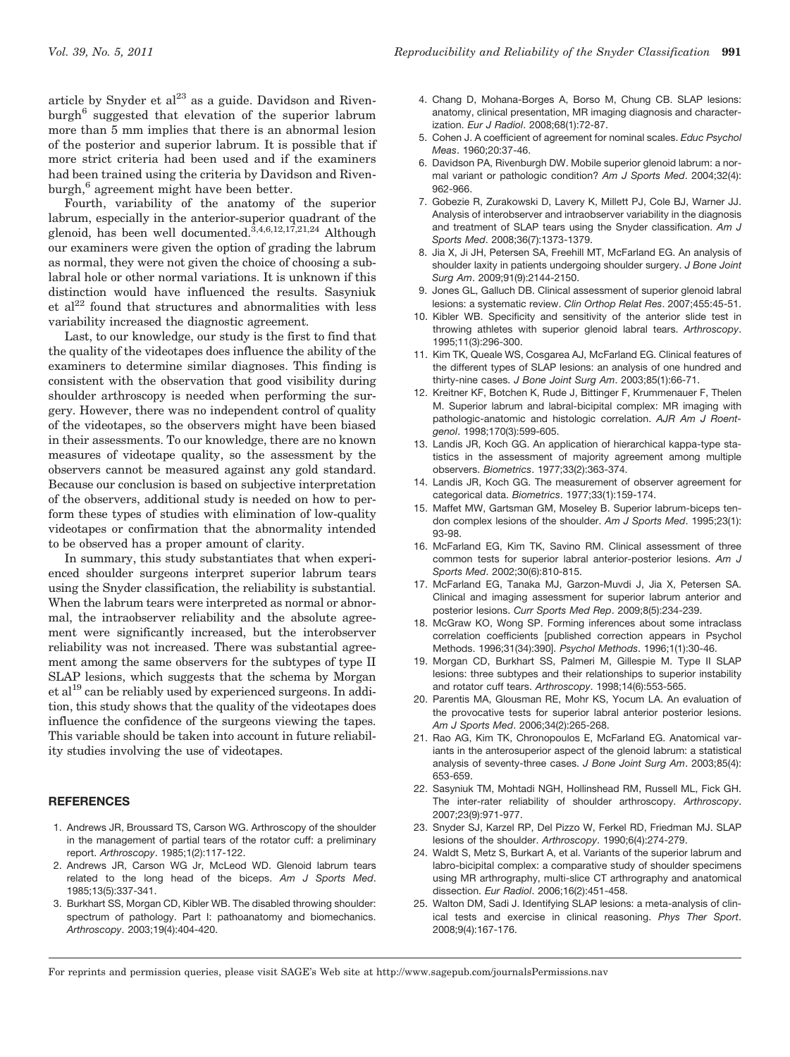article by Snyder et al[23] as a guide. Davidson and Rivenburgh[6] suggested that elevation of the superior labrum more than 5 mm implies that there is an abnormal lesion of the posterior and superior labrum. It is possible that if more strict criteria had been used and if the examiners had been trained using the criteria by Davidson and Rivenburgh,[6] agreement might have been better.

Fourth, variability of the anatomy of the superior labrum, especially in the anterior-superior quadrant of the glenoid, has been well documented.[3,4,6,12,17,21,24] Although our examiners were given the option of grading the labrum as normal, they were not given the choice of choosing a sublabral hole or other normal variations. It is unknown if this distinction would have influenced the results. Sasyniuk et al[22] found that structures and abnormalities with less variability increased the diagnostic agreement.

Last, to our knowledge, our study is the first to find that the quality of the videotapes does influence the ability of the examiners to determine similar diagnoses. This finding is consistent with the observation that good visibility during shoulder arthroscopy is needed when performing the surgery. However, there was no independent control of quality of the videotapes, so the observers might have been biased in their assessments. To our knowledge, there are no known measures of videotape quality, so the assessment by the observers cannot be measured against any gold standard. Because our conclusion is based on subjective interpretation of the observers, additional study is needed on how to perform these types of studies with elimination of low-quality videotapes or confirmation that the abnormality intended to be observed has a proper amount of clarity.

In summary, this study substantiates that when experienced shoulder surgeons interpret superior labrum tears using the Snyder classification, the reliability is substantial. When the labrum tears were interpreted as normal or abnormal, the intraobserver reliability and the absolute agreement were significantly increased, but the interobserver reliability was not increased. There was substantial agreement among the same observers for the subtypes of type II SLAP lesions, which suggests that the schema by Morgan et al[19] can be reliably used by experienced surgeons. In addition, this study shows that the quality of the videotapes does influence the confidence of the surgeons viewing the tapes. This variable should be taken into account in future reliability studies involving the use of videotapes.

## REFERENCES

1. Andrews JR, Broussard TS, Carson WG. Arthroscopy of the shoulder in the management of partial tears of the rotator cuff: a preliminary report. *Arthroscopy*. 1985;1(2):117-122.
2. Andrews JR, Carson WG Jr, McLeod WD. Glenoid labrum tears related to the long head of the biceps. *Am J Sports Med*. 1985;13(5):337-341.
3. Burkhart SS, Morgan CD, Kibler WB. The disabled throwing shoulder: spectrum of pathology. Part I: pathoanatomy and biomechanics. *Arthroscopy*. 2003;19(4):404-420.
4. Chang D, Mohana-Borges A, Borso M, Chung CB. SLAP lesions: anatomy, clinical presentation, MR imaging diagnosis and characterization. *Eur J Radiol*. 2008;68(1):72-87.
5. Cohen J. A coefficient of agreement for nominal scales. *Educ Psychol Meas*. 1960;20:37-46.
6. Davidson PA, Rivenburgh DW. Mobile superior glenoid labrum: a normal variant or pathologic condition? *Am J Sports Med*. 2004;32(4): 962-966.
7. Gobezie R, Zurakowski D, Lavery K, Millett PJ, Cole BJ, Warner JJ. Analysis of interobserver and intraobserver variability in the diagnosis and treatment of SLAP tears using the Snyder classification. *Am J Sports Med*. 2008;36(7):1373-1379.
8. Jia X, Ji JH, Petersen SA, Freehill MT, McFarland EG. An analysis of shoulder laxity in patients undergoing shoulder surgery. *J Bone Joint Surg Am*. 2009;91(9):2144-2150.
9. Jones GL, Galluch DB. Clinical assessment of superior glenoid labral lesions: a systematic review. *Clin Orthop Relat Res*. 2007;455:45-51.
10. Kibler WB. Specificity and sensitivity of the anterior slide test in throwing athletes with superior glenoid labral tears. *Arthroscopy*. 1995;11(3):296-300.
11. Kim TK, Queale WS, Cosgarea AJ, McFarland EG. Clinical features of the different types of SLAP lesions: an analysis of one hundred and thirty-nine cases. *J Bone Joint Surg Am*. 2003;85(1):66-71.
12. Kreitner KF, Botchen K, Rude J, Bittinger F, Krummenauer F, Thelen M. Superior labrum and labral-bicipital complex: MR imaging with pathologic-anatomic and histologic correlation. *AJR Am J Roentgenol*. 1998;170(3):599-605.
13. Landis JR, Koch GG. An application of hierarchical kappa-type statistics in the assessment of majority agreement among multiple observers. *Biometrics*. 1977;33(2):363-374.
14. Landis JR, Koch GG. The measurement of observer agreement for categorical data. *Biometrics*. 1977;33(1):159-174.
15. Maffet MW, Gartsman GM, Moseley B. Superior labrum-biceps tendon complex lesions of the shoulder. *Am J Sports Med*. 1995;23(1): 93-98.
16. McFarland EG, Kim TK, Savino RM. Clinical assessment of three common tests for superior labral anterior-posterior lesions. *Am J Sports Med*. 2002;30(6):810-815.
17. McFarland EG, Tanaka MJ, Garzon-Muvdi J, Jia X, Petersen SA. Clinical and imaging assessment for superior labrum anterior and posterior lesions. *Curr Sports Med Rep*. 2009;8(5):234-239.
18. McGraw KO, Wong SP. Forming inferences about some intraclass correlation coefficients [published correction appears in Psychol Methods. 1996;31(34):390]. *Psychol Methods*. 1996;1(1):30-46.
19. Morgan CD, Burkhart SS, Palmeri M, Gillespie M. Type II SLAP lesions: three subtypes and their relationships to superior instability and rotator cuff tears. *Arthroscopy*. 1998;14(6):553-565.
20. Parentis MA, Glousman RE, Mohr KS, Yocum LA. An evaluation of the provocative tests for superior labral anterior posterior lesions. *Am J Sports Med*. 2006;34(2):265-268.
21. Rao AG, Kim TK, Chronopoulos E, McFarland EG. Anatomical variants in the anterosuperior aspect of the glenoid labrum: a statistical analysis of seventy-three cases. *J Bone Joint Surg Am*. 2003;85(4): 653-659.
22. Sasyniuk TM, Mohtadi NGH, Hollinshead RM, Russell ML, Fick GH. The inter-rater reliability of shoulder arthroscopy. *Arthroscopy*. 2007;23(9):971-977.
23. Snyder SJ, Karzel RP, Del Pizzo W, Ferkel RD, Friedman MJ. SLAP lesions of the shoulder. *Arthroscopy*. 1990;6(4):274-279.
24. Waldt S, Metz S, Burkart A, et al. Variants of the superior labrum and labro-bicipital complex: a comparative study of shoulder specimens using MR arthrography, multi-slice CT arthrography and anatomical dissection. *Eur Radiol*. 2006;16(2):451-458.
25. Walton DM, Sadi J. Identifying SLAP lesions: a meta-analysis of clinical tests and exercise in clinical reasoning. *Phys Ther Sport*. 2008;9(4):167-176.

For reprints and permission queries, please visit SAGE's Web site at http://www.sagepub.com/journalsPermissions.nav